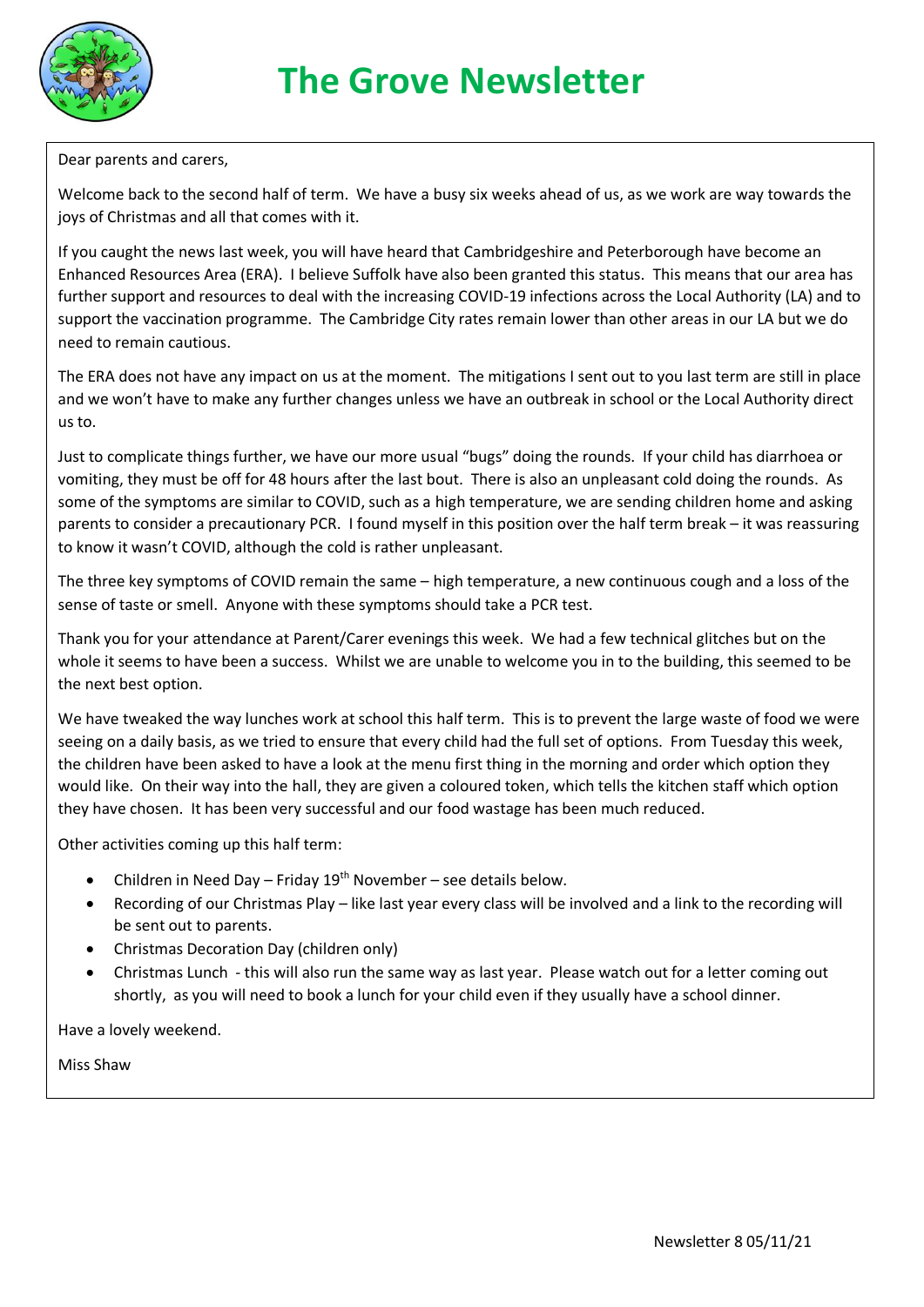# The Grove Newsletter

Dear parents and carers,

Welcome back to the second half of term. We have a busy six weeks ahead of us, as we work are way towards the joys of Christmas and all that comes with it.

If you caught the news last week, you will have heard that Cambridgeshire and Peterborough have become an Enhanced Resources Area (ERA). I believe Suffolk have also been granted this status. This means that our area has further support and resources to deal with the increasing COVID-19 infections across the Local Authority (LA) and to support the vaccination programme. The Cambridge City rates remain lower than other areas in our LA but we do need to remain cautious.

The ERA does not have any impact on us at the moment. The mitigations I sent out to you last term are still in place and we won't have to make any further changes unless we have an outbreak in school or the Local Authority direct us to.

Just to complicate things further, we have our more usual "bugs" doing the rounds. If your child has diarrhoea or vomiting, they must be off for 48 hours after the last bout. There is also an unpleasant cold doing the rounds. As some of the symptoms are similar to COVID, such as a high temperature, we are sending children home and asking parents to consider a precautionary PCR. I found myself in this position over the half term break – it was reassuring to know it wasn't COVID, although the cold is rather unpleasant.

The three key symptoms of COVID remain the same – high temperature, a new continuous cough and a loss of the sense of taste or smell. Anyone with these symptoms should take a PCR test.

Thank you for your attendance at Parent/Carer evenings this week. We had a few technical glitches but on the whole it seems to have been a success. Whilst we are unable to welcome you in to the building, this seemed to be the next best option.

We have tweaked the way lunches work at school this half term. This is to prevent the large waste of food we were seeing on a daily basis, as we tried to ensure that every child had the full set of options. From Tuesday this week, the children have been asked to have a look at the menu first thing in the morning and order which option they would like. On their way into the hall, they are given a coloured token, which tells the kitchen staff which option they have chosen. It has been very successful and our food wastage has been much reduced.

Other activities coming up this half term:

- Children in Need Day – Friday 19th November – see details below.
- Recording of our Christmas Play – like last year every class will be involved and a link to the recording will be sent out to parents.
- Christmas Decoration Day (children only)
- Christmas Lunch - this will also run the same way as last year. Please watch out for a letter coming out shortly, as you will need to book a lunch for your child even if they usually have a school dinner.

Have a lovely weekend.

Miss Shaw

Newsletter 8 05/11/21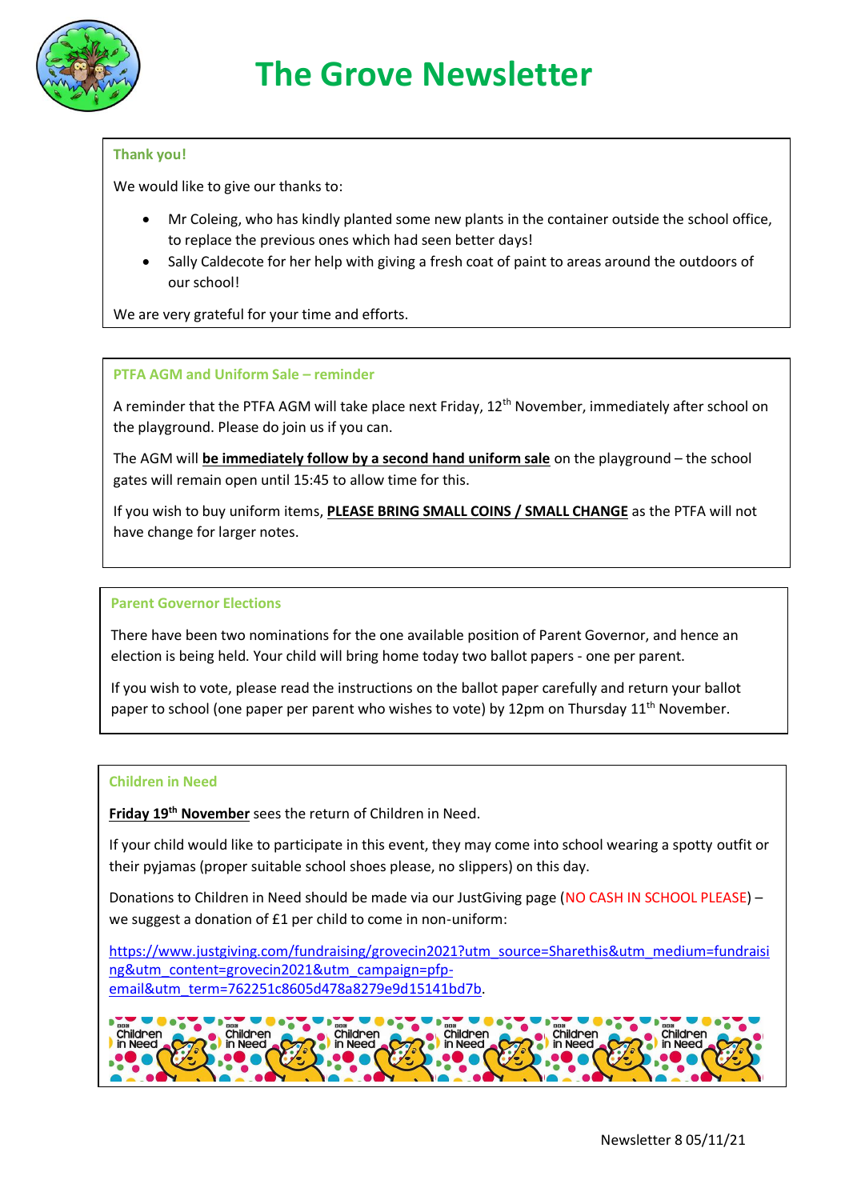# The Grove Newsletter

### Thank you!

We would like to give our thanks to:

- Mr Coleing, who has kindly planted some new plants in the container outside the school office, to replace the previous ones which had seen better days!
- Sally Caldecote for her help with giving a fresh coat of paint to areas around the outdoors of our school!

We are very grateful for your time and efforts.

### PTFA AGM and Uniform Sale – reminder

A reminder that the PTFA AGM will take place next Friday, 12th November, immediately after school on the playground. Please do join us if you can.

The AGM will **be immediately follow by a second hand uniform sale** on the playground – the school gates will remain open until 15:45 to allow time for this.

If you wish to buy uniform items, **PLEASE BRING SMALL COINS / SMALL CHANGE** as the PTFA will not have change for larger notes.

### Parent Governor Elections

There have been two nominations for the one available position of Parent Governor, and hence an election is being held. Your child will bring home today two ballot papers - one per parent.

If you wish to vote, please read the instructions on the ballot paper carefully and return your ballot paper to school (one paper per parent who wishes to vote) by 12pm on Thursday 11th November.

### Children in Need

**Friday 19th November** sees the return of Children in Need.

If your child would like to participate in this event, they may come into school wearing a spotty outfit or their pyjamas (proper suitable school shoes please, no slippers) on this day.

Donations to Children in Need should be made via our JustGiving page (NO CASH IN SCHOOL PLEASE) – we suggest a donation of £1 per child to come in non-uniform:

https://www.justgiving.com/fundraising/grovecin2021?utm_source=Sharethis&utm_medium=fundraising&utm_content=grovecin2021&utm_campaign=pfp-email&utm_term=762251c8605d478a8279e9d15141bd7b.

Newsletter 8 05/11/21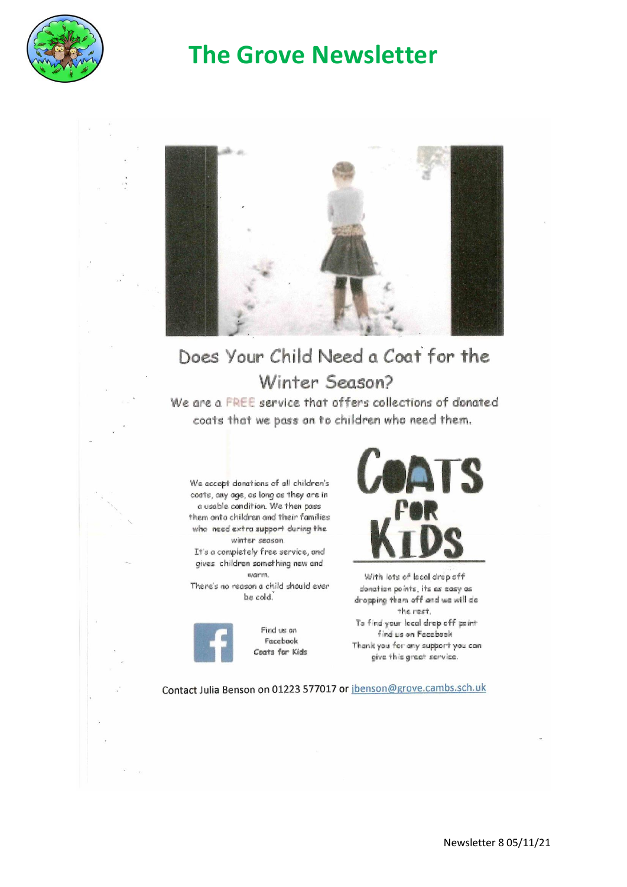# The Grove Newsletter

## Does Your Child Need a Coat for the Winter Season?

We are a FREE service that offers collections of donated coats that we pass on to children who need them.

We accept donations of all children's coats, any age, as long as they are in a usable condition. We then pass them onto children and their families who need extra support during the winter season.

It's a completely free service, and gives children something new and warm.

There's no reason a child should ever be cold.

Find us on Facebook Coats for Kids

**COATS FOR KIDS**

With lots of local drop off donation points, its as easy as dropping them off and we will do the rest.

To find your local drop off point find us on Facebook

Thank you for any support you can give this great service.

Contact Julia Benson on 01223 577017 or jbenson@grove.cambs.sch.uk

Newsletter 8 05/11/21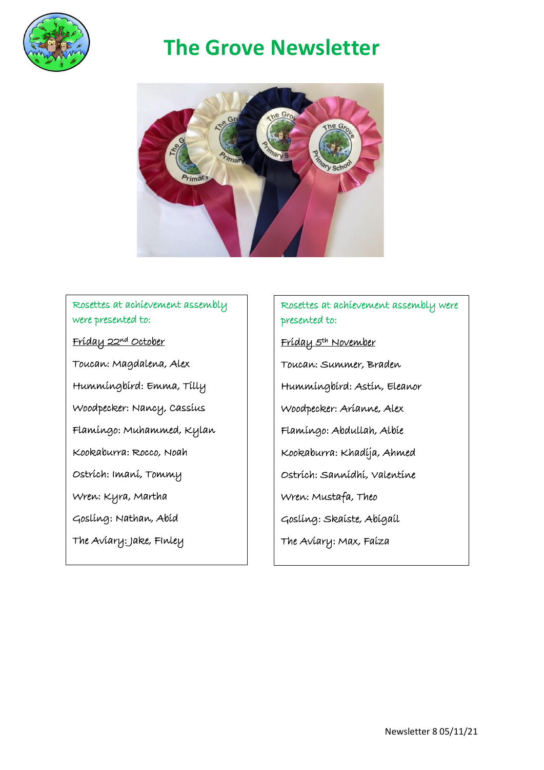# The Grove Newsletter

Rosettes at achievement assembly were presented to:

Friday 22nd October

Toucan: Magdalena, Alex

Hummingbird: Emma, Tilly

Woodpecker: Nancy, Cassius

Flamingo: Muhammed, Kylan

Kookaburra: Rocco, Noah

Ostrich: Imani, Tommy

Wren: Kyra, Martha

Gosling: Nathan, Abid

The Aviary: Jake, Finley

Rosettes at achievement assembly were presented to:

Friday 5th November

Toucan: Summer, Braden

Hummingbird: Astin, Eleanor

Woodpecker: Arianne, Alex

Flamingo: Abdullah, Albie

Kookaburra: Khadija, Ahmed

Ostrich: Sannidhi, Valentine

Wren: Mustafa, Theo

Gosling: Skaiste, Abigail

The Aviary: Max, Faiza

Newsletter 8 05/11/21